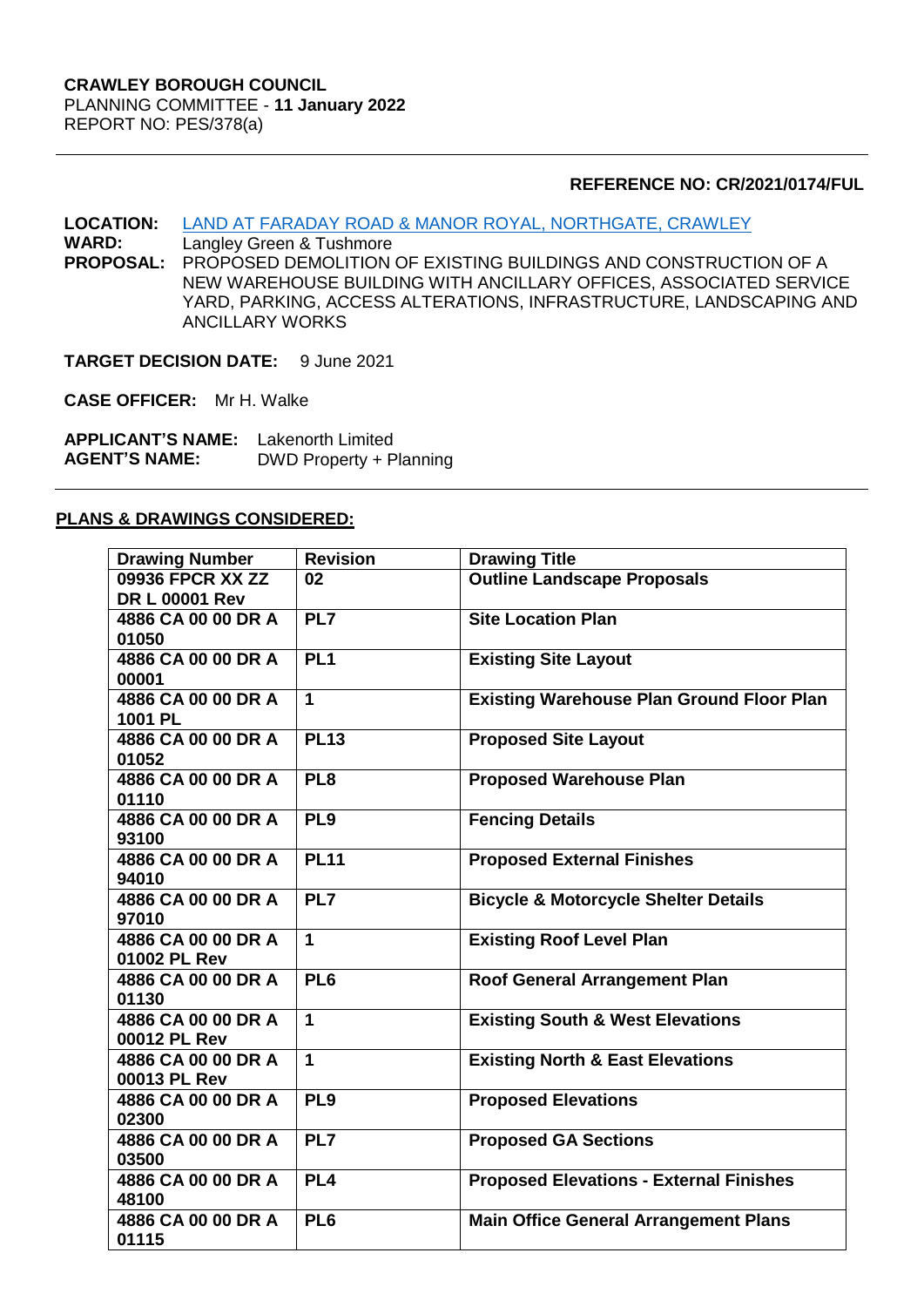**CRAWLEY BOROUGH COUNCIL**
PLANNING COMMITTEE - **11 January 2022**
REPORT NO: PES/378(a)

---

**REFERENCE NO: CR/2021/0174/FUL**

**LOCATION:** LAND AT FARADAY ROAD & MANOR ROYAL, NORTHGATE, CRAWLEY
**WARD:** Langley Green & Tushmore
**PROPOSAL:** PROPOSED DEMOLITION OF EXISTING BUILDINGS AND CONSTRUCTION OF A NEW WAREHOUSE BUILDING WITH ANCILLARY OFFICES, ASSOCIATED SERVICE YARD, PARKING, ACCESS ALTERATIONS, INFRASTRUCTURE, LANDSCAPING AND ANCILLARY WORKS

**TARGET DECISION DATE:** 9 June 2021

**CASE OFFICER:** Mr H. Walke

**APPLICANT'S NAME:** Lakenorth Limited
**AGENT'S NAME:** DWD Property + Planning

---

**PLANS & DRAWINGS CONSIDERED:**

| Drawing Number | Revision | Drawing Title |
|---|---|---|
| **09936 FPCR XX ZZ DR L 00001 Rev** | **02** | **Outline Landscape Proposals** |
| **4886 CA 00 00 DR A 01050** | **PL7** | **Site Location Plan** |
| **4886 CA 00 00 DR A 00001** | **PL1** | **Existing Site Layout** |
| **4886 CA 00 00 DR A 1001 PL** | **1** | **Existing Warehouse Plan Ground Floor Plan** |
| **4886 CA 00 00 DR A 01052** | **PL13** | **Proposed Site Layout** |
| **4886 CA 00 00 DR A 01110** | **PL8** | **Proposed Warehouse Plan** |
| **4886 CA 00 00 DR A 93100** | **PL9** | **Fencing Details** |
| **4886 CA 00 00 DR A 94010** | **PL11** | **Proposed External Finishes** |
| **4886 CA 00 00 DR A 97010** | **PL7** | **Bicycle & Motorcycle Shelter Details** |
| **4886 CA 00 00 DR A 01002 PL Rev** | **1** | **Existing Roof Level Plan** |
| **4886 CA 00 00 DR A 01130** | **PL6** | **Roof General Arrangement Plan** |
| **4886 CA 00 00 DR A 00012 PL Rev** | **1** | **Existing South & West Elevations** |
| **4886 CA 00 00 DR A 00013 PL Rev** | **1** | **Existing North & East Elevations** |
| **4886 CA 00 00 DR A 02300** | **PL9** | **Proposed Elevations** |
| **4886 CA 00 00 DR A 03500** | **PL7** | **Proposed GA Sections** |
| **4886 CA 00 00 DR A 48100** | **PL4** | **Proposed Elevations - External Finishes** |
| **4886 CA 00 00 DR A 01115** | **PL6** | **Main Office General Arrangement Plans** |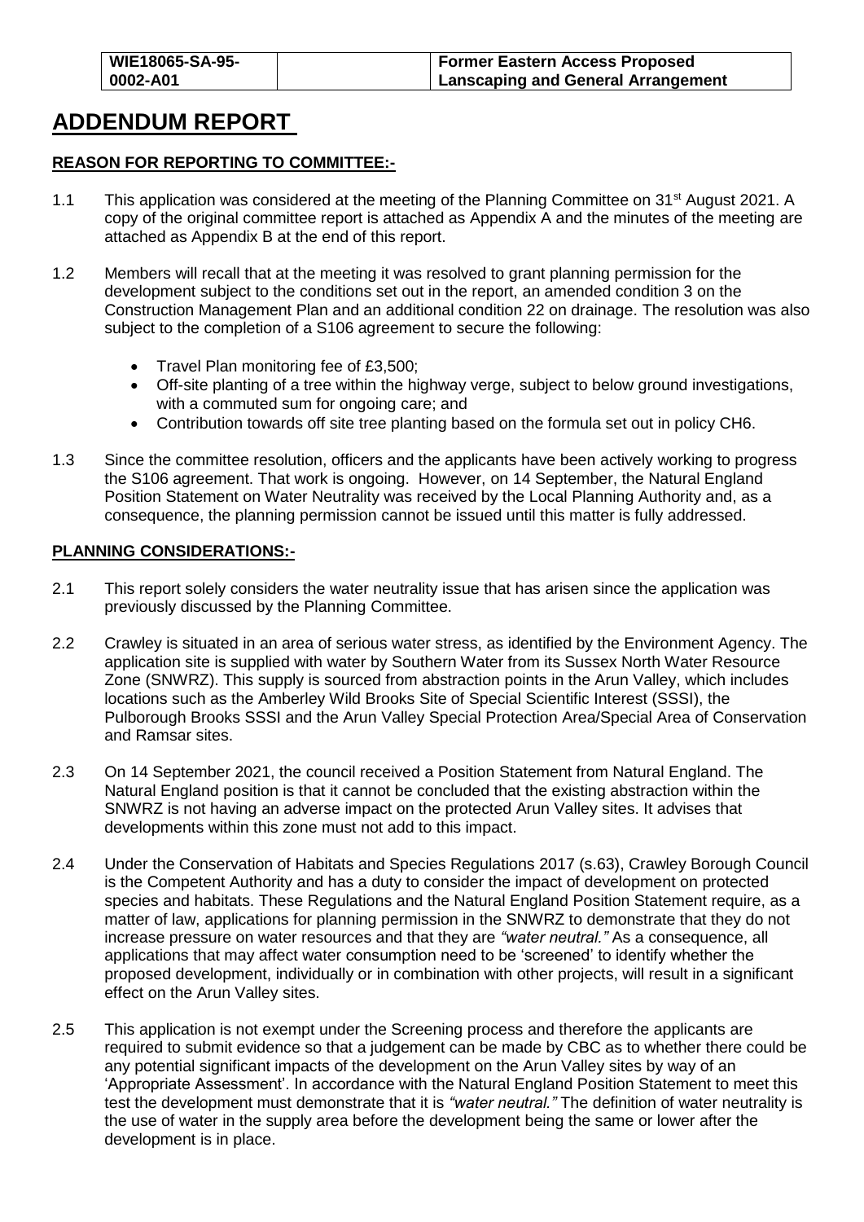| WIE18065-SA-95-0002-A01 | | Former Eastern Access Proposed Lanscaping and General Arrangement |
|---|---|---|

# ADDENDUM REPORT

## REASON FOR REPORTING TO COMMITTEE:-

1.1 This application was considered at the meeting of the Planning Committee on 31st August 2021. A copy of the original committee report is attached as Appendix A and the minutes of the meeting are attached as Appendix B at the end of this report.

1.2 Members will recall that at the meeting it was resolved to grant planning permission for the development subject to the conditions set out in the report, an amended condition 3 on the Construction Management Plan and an additional condition 22 on drainage. The resolution was also subject to the completion of a S106 agreement to secure the following:

- Travel Plan monitoring fee of £3,500;
- Off-site planting of a tree within the highway verge, subject to below ground investigations, with a commuted sum for ongoing care; and
- Contribution towards off site tree planting based on the formula set out in policy CH6.

1.3 Since the committee resolution, officers and the applicants have been actively working to progress the S106 agreement. That work is ongoing. However, on 14 September, the Natural England Position Statement on Water Neutrality was received by the Local Planning Authority and, as a consequence, the planning permission cannot be issued until this matter is fully addressed.

## PLANNING CONSIDERATIONS:-

2.1 This report solely considers the water neutrality issue that has arisen since the application was previously discussed by the Planning Committee.

2.2 Crawley is situated in an area of serious water stress, as identified by the Environment Agency. The application site is supplied with water by Southern Water from its Sussex North Water Resource Zone (SNWRZ). This supply is sourced from abstraction points in the Arun Valley, which includes locations such as the Amberley Wild Brooks Site of Special Scientific Interest (SSSI), the Pulborough Brooks SSSI and the Arun Valley Special Protection Area/Special Area of Conservation and Ramsar sites.

2.3 On 14 September 2021, the council received a Position Statement from Natural England. The Natural England position is that it cannot be concluded that the existing abstraction within the SNWRZ is not having an adverse impact on the protected Arun Valley sites. It advises that developments within this zone must not add to this impact.

2.4 Under the Conservation of Habitats and Species Regulations 2017 (s.63), Crawley Borough Council is the Competent Authority and has a duty to consider the impact of development on protected species and habitats. These Regulations and the Natural England Position Statement require, as a matter of law, applications for planning permission in the SNWRZ to demonstrate that they do not increase pressure on water resources and that they are *"water neutral."* As a consequence, all applications that may affect water consumption need to be 'screened' to identify whether the proposed development, individually or in combination with other projects, will result in a significant effect on the Arun Valley sites.

2.5 This application is not exempt under the Screening process and therefore the applicants are required to submit evidence so that a judgement can be made by CBC as to whether there could be any potential significant impacts of the development on the Arun Valley sites by way of an 'Appropriate Assessment'. In accordance with the Natural England Position Statement to meet this test the development must demonstrate that it is *"water neutral."* The definition of water neutrality is the use of water in the supply area before the development being the same or lower after the development is in place.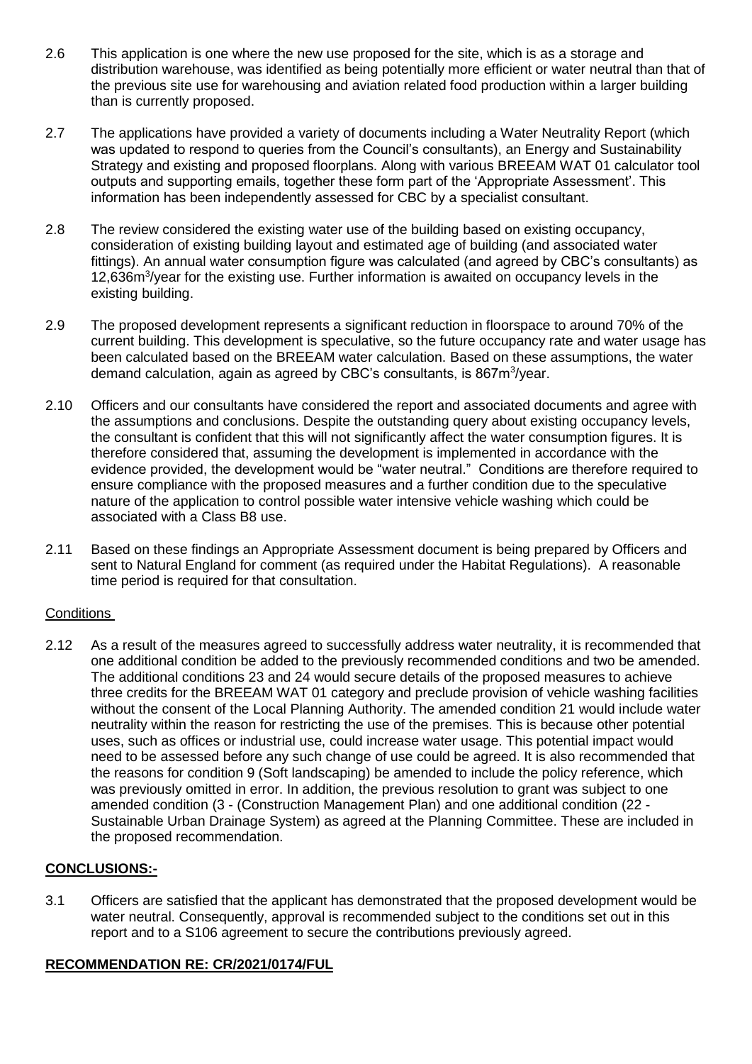2.6 This application is one where the new use proposed for the site, which is as a storage and distribution warehouse, was identified as being potentially more efficient or water neutral than that of the previous site use for warehousing and aviation related food production within a larger building than is currently proposed.

2.7 The applications have provided a variety of documents including a Water Neutrality Report (which was updated to respond to queries from the Council's consultants), an Energy and Sustainability Strategy and existing and proposed floorplans. Along with various BREEAM WAT 01 calculator tool outputs and supporting emails, together these form part of the 'Appropriate Assessment'. This information has been independently assessed for CBC by a specialist consultant.

2.8 The review considered the existing water use of the building based on existing occupancy, consideration of existing building layout and estimated age of building (and associated water fittings). An annual water consumption figure was calculated (and agreed by CBC's consultants) as 12,636m$^3$/year for the existing use. Further information is awaited on occupancy levels in the existing building.

2.9 The proposed development represents a significant reduction in floorspace to around 70% of the current building. This development is speculative, so the future occupancy rate and water usage has been calculated based on the BREEAM water calculation. Based on these assumptions, the water demand calculation, again as agreed by CBC's consultants, is 867m$^3$/year.

2.10 Officers and our consultants have considered the report and associated documents and agree with the assumptions and conclusions. Despite the outstanding query about existing occupancy levels, the consultant is confident that this will not significantly affect the water consumption figures. It is therefore considered that, assuming the development is implemented in accordance with the evidence provided, the development would be "water neutral." Conditions are therefore required to ensure compliance with the proposed measures and a further condition due to the speculative nature of the application to control possible water intensive vehicle washing which could be associated with a Class B8 use.

2.11 Based on these findings an Appropriate Assessment document is being prepared by Officers and sent to Natural England for comment (as required under the Habitat Regulations). A reasonable time period is required for that consultation.

Conditions

2.12 As a result of the measures agreed to successfully address water neutrality, it is recommended that one additional condition be added to the previously recommended conditions and two be amended. The additional conditions 23 and 24 would secure details of the proposed measures to achieve three credits for the BREEAM WAT 01 category and preclude provision of vehicle washing facilities without the consent of the Local Planning Authority. The amended condition 21 would include water neutrality within the reason for restricting the use of the premises. This is because other potential uses, such as offices or industrial use, could increase water usage. This potential impact would need to be assessed before any such change of use could be agreed. It is also recommended that the reasons for condition 9 (Soft landscaping) be amended to include the policy reference, which was previously omitted in error. In addition, the previous resolution to grant was subject to one amended condition (3 - (Construction Management Plan) and one additional condition (22 - Sustainable Urban Drainage System) as agreed at the Planning Committee. These are included in the proposed recommendation.

## CONCLUSIONS:-

3.1 Officers are satisfied that the applicant has demonstrated that the proposed development would be water neutral. Consequently, approval is recommended subject to the conditions set out in this report and to a S106 agreement to secure the contributions previously agreed.

## RECOMMENDATION RE: CR/2021/0174/FUL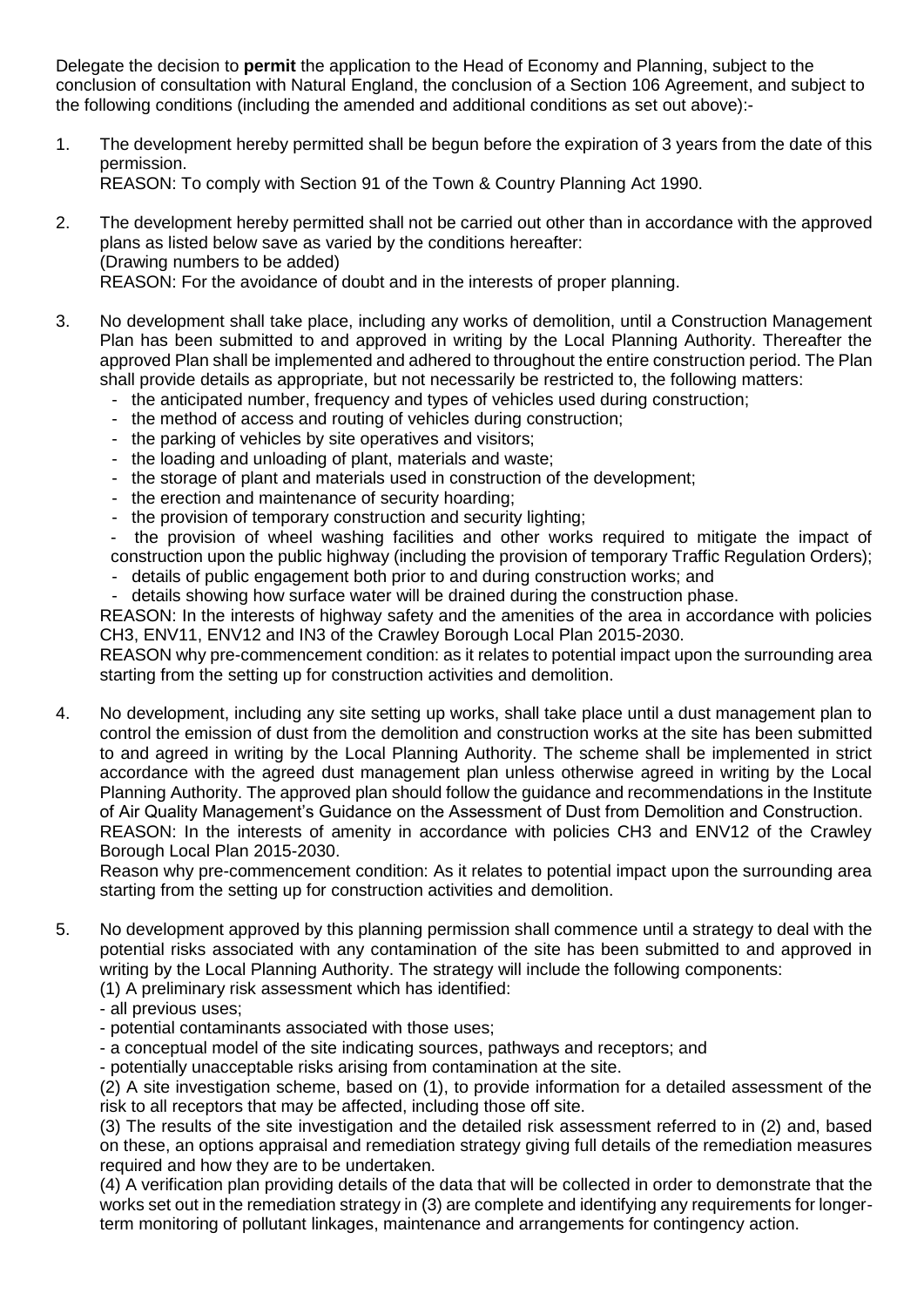Delegate the decision to **permit** the application to the Head of Economy and Planning, subject to the conclusion of consultation with Natural England, the conclusion of a Section 106 Agreement, and subject to the following conditions (including the amended and additional conditions as set out above):-

1. The development hereby permitted shall be begun before the expiration of 3 years from the date of this permission.
   REASON: To comply with Section 91 of the Town & Country Planning Act 1990.

2. The development hereby permitted shall not be carried out other than in accordance with the approved plans as listed below save as varied by the conditions hereafter:
   (Drawing numbers to be added)
   REASON: For the avoidance of doubt and in the interests of proper planning.

3. No development shall take place, including any works of demolition, until a Construction Management Plan has been submitted to and approved in writing by the Local Planning Authority. Thereafter the approved Plan shall be implemented and adhered to throughout the entire construction period. The Plan shall provide details as appropriate, but not necessarily be restricted to, the following matters:
   - the anticipated number, frequency and types of vehicles used during construction;
   - the method of access and routing of vehicles during construction;
   - the parking of vehicles by site operatives and visitors;
   - the loading and unloading of plant, materials and waste;
   - the storage of plant and materials used in construction of the development;
   - the erection and maintenance of security hoarding;
   - the provision of temporary construction and security lighting;
   - the provision of wheel washing facilities and other works required to mitigate the impact of construction upon the public highway (including the provision of temporary Traffic Regulation Orders);
   - details of public engagement both prior to and during construction works; and
   - details showing how surface water will be drained during the construction phase.

   REASON: In the interests of highway safety and the amenities of the area in accordance with policies CH3, ENV11, ENV12 and IN3 of the Crawley Borough Local Plan 2015-2030.
   REASON why pre-commencement condition: as it relates to potential impact upon the surrounding area starting from the setting up for construction activities and demolition.

4. No development, including any site setting up works, shall take place until a dust management plan to control the emission of dust from the demolition and construction works at the site has been submitted to and agreed in writing by the Local Planning Authority. The scheme shall be implemented in strict accordance with the agreed dust management plan unless otherwise agreed in writing by the Local Planning Authority. The approved plan should follow the guidance and recommendations in the Institute of Air Quality Management's Guidance on the Assessment of Dust from Demolition and Construction.
   REASON: In the interests of amenity in accordance with policies CH3 and ENV12 of the Crawley Borough Local Plan 2015-2030.
   Reason why pre-commencement condition: As it relates to potential impact upon the surrounding area starting from the setting up for construction activities and demolition.

5. No development approved by this planning permission shall commence until a strategy to deal with the potential risks associated with any contamination of the site has been submitted to and approved in writing by the Local Planning Authority. The strategy will include the following components:
   (1) A preliminary risk assessment which has identified:
   - all previous uses;
   - potential contaminants associated with those uses;
   - a conceptual model of the site indicating sources, pathways and receptors; and
   - potentially unacceptable risks arising from contamination at the site.

   (2) A site investigation scheme, based on (1), to provide information for a detailed assessment of the risk to all receptors that may be affected, including those off site.
   (3) The results of the site investigation and the detailed risk assessment referred to in (2) and, based on these, an options appraisal and remediation strategy giving full details of the remediation measures required and how they are to be undertaken.
   (4) A verification plan providing details of the data that will be collected in order to demonstrate that the works set out in the remediation strategy in (3) are complete and identifying any requirements for longer-term monitoring of pollutant linkages, maintenance and arrangements for contingency action.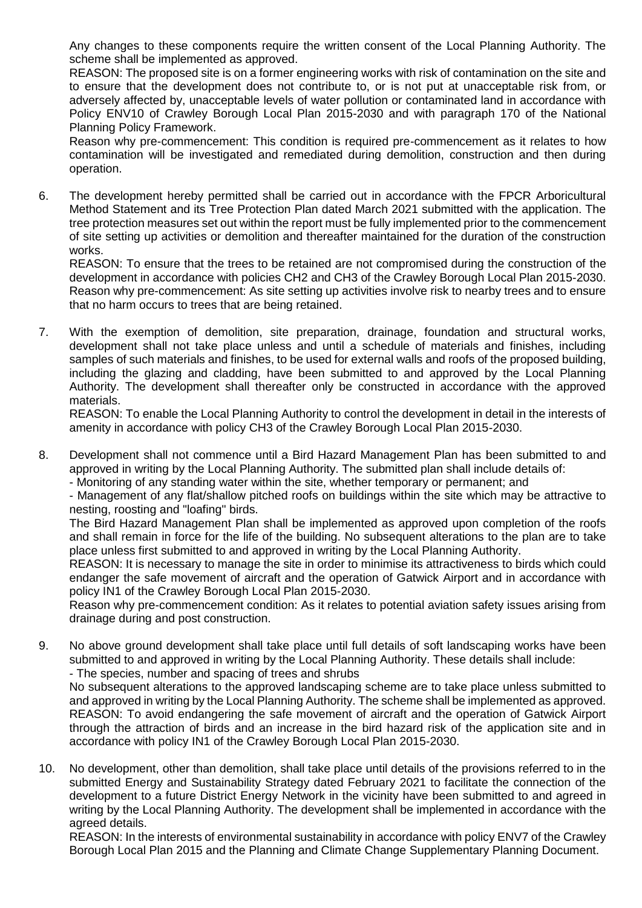Any changes to these components require the written consent of the Local Planning Authority. The scheme shall be implemented as approved.

REASON: The proposed site is on a former engineering works with risk of contamination on the site and to ensure that the development does not contribute to, or is not put at unacceptable risk from, or adversely affected by, unacceptable levels of water pollution or contaminated land in accordance with Policy ENV10 of Crawley Borough Local Plan 2015-2030 and with paragraph 170 of the National Planning Policy Framework.

Reason why pre-commencement: This condition is required pre-commencement as it relates to how contamination will be investigated and remediated during demolition, construction and then during operation.

6. The development hereby permitted shall be carried out in accordance with the FPCR Arboricultural Method Statement and its Tree Protection Plan dated March 2021 submitted with the application. The tree protection measures set out within the report must be fully implemented prior to the commencement of site setting up activities or demolition and thereafter maintained for the duration of the construction works.

   REASON: To ensure that the trees to be retained are not compromised during the construction of the development in accordance with policies CH2 and CH3 of the Crawley Borough Local Plan 2015-2030.
   Reason why pre-commencement: As site setting up activities involve risk to nearby trees and to ensure that no harm occurs to trees that are being retained.

7. With the exemption of demolition, site preparation, drainage, foundation and structural works, development shall not take place unless and until a schedule of materials and finishes, including samples of such materials and finishes, to be used for external walls and roofs of the proposed building, including the glazing and cladding, have been submitted to and approved by the Local Planning Authority. The development shall thereafter only be constructed in accordance with the approved materials.

   REASON: To enable the Local Planning Authority to control the development in detail in the interests of amenity in accordance with policy CH3 of the Crawley Borough Local Plan 2015-2030.

8. Development shall not commence until a Bird Hazard Management Plan has been submitted to and approved in writing by the Local Planning Authority. The submitted plan shall include details of:
   - Monitoring of any standing water within the site, whether temporary or permanent; and
   - Management of any flat/shallow pitched roofs on buildings within the site which may be attractive to nesting, roosting and "loafing" birds.

   The Bird Hazard Management Plan shall be implemented as approved upon completion of the roofs and shall remain in force for the life of the building. No subsequent alterations to the plan are to take place unless first submitted to and approved in writing by the Local Planning Authority.

   REASON: It is necessary to manage the site in order to minimise its attractiveness to birds which could endanger the safe movement of aircraft and the operation of Gatwick Airport and in accordance with policy IN1 of the Crawley Borough Local Plan 2015-2030.
   Reason why pre-commencement condition: As it relates to potential aviation safety issues arising from drainage during and post construction.

9. No above ground development shall take place until full details of soft landscaping works have been submitted to and approved in writing by the Local Planning Authority. These details shall include:
   - The species, number and spacing of trees and shrubs

   No subsequent alterations to the approved landscaping scheme are to take place unless submitted to and approved in writing by the Local Planning Authority. The scheme shall be implemented as approved.
   REASON: To avoid endangering the safe movement of aircraft and the operation of Gatwick Airport through the attraction of birds and an increase in the bird hazard risk of the application site and in accordance with policy IN1 of the Crawley Borough Local Plan 2015-2030.

10. No development, other than demolition, shall take place until details of the provisions referred to in the submitted Energy and Sustainability Strategy dated February 2021 to facilitate the connection of the development to a future District Energy Network in the vicinity have been submitted to and agreed in writing by the Local Planning Authority. The development shall be implemented in accordance with the agreed details.

    REASON: In the interests of environmental sustainability in accordance with policy ENV7 of the Crawley Borough Local Plan 2015 and the Planning and Climate Change Supplementary Planning Document.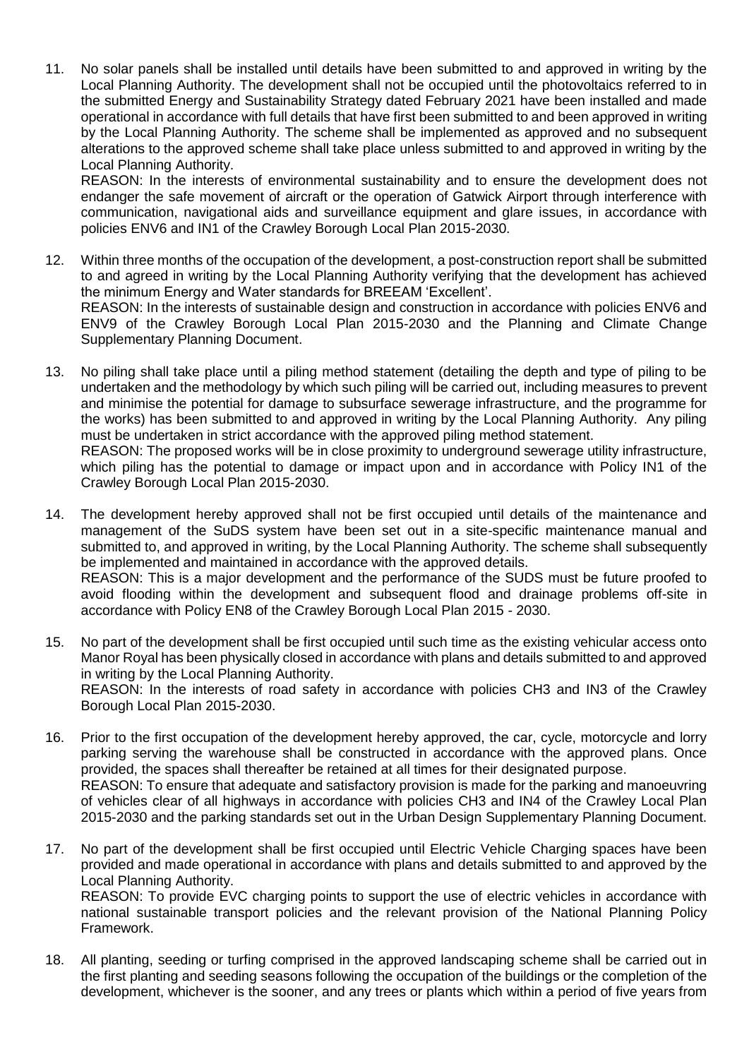11. No solar panels shall be installed until details have been submitted to and approved in writing by the Local Planning Authority. The development shall not be occupied until the photovoltaics referred to in the submitted Energy and Sustainability Strategy dated February 2021 have been installed and made operational in accordance with full details that have first been submitted to and been approved in writing by the Local Planning Authority. The scheme shall be implemented as approved and no subsequent alterations to the approved scheme shall take place unless submitted to and approved in writing by the Local Planning Authority.
    REASON: In the interests of environmental sustainability and to ensure the development does not endanger the safe movement of aircraft or the operation of Gatwick Airport through interference with communication, navigational aids and surveillance equipment and glare issues, in accordance with policies ENV6 and IN1 of the Crawley Borough Local Plan 2015-2030.

12. Within three months of the occupation of the development, a post-construction report shall be submitted to and agreed in writing by the Local Planning Authority verifying that the development has achieved the minimum Energy and Water standards for BREEAM 'Excellent'.
    REASON: In the interests of sustainable design and construction in accordance with policies ENV6 and ENV9 of the Crawley Borough Local Plan 2015-2030 and the Planning and Climate Change Supplementary Planning Document.

13. No piling shall take place until a piling method statement (detailing the depth and type of piling to be undertaken and the methodology by which such piling will be carried out, including measures to prevent and minimise the potential for damage to subsurface sewerage infrastructure, and the programme for the works) has been submitted to and approved in writing by the Local Planning Authority. Any piling must be undertaken in strict accordance with the approved piling method statement.
    REASON: The proposed works will be in close proximity to underground sewerage utility infrastructure, which piling has the potential to damage or impact upon and in accordance with Policy IN1 of the Crawley Borough Local Plan 2015-2030.

14. The development hereby approved shall not be first occupied until details of the maintenance and management of the SuDS system have been set out in a site-specific maintenance manual and submitted to, and approved in writing, by the Local Planning Authority. The scheme shall subsequently be implemented and maintained in accordance with the approved details.
    REASON: This is a major development and the performance of the SUDS must be future proofed to avoid flooding within the development and subsequent flood and drainage problems off-site in accordance with Policy EN8 of the Crawley Borough Local Plan 2015 - 2030.

15. No part of the development shall be first occupied until such time as the existing vehicular access onto Manor Royal has been physically closed in accordance with plans and details submitted to and approved in writing by the Local Planning Authority.
    REASON: In the interests of road safety in accordance with policies CH3 and IN3 of the Crawley Borough Local Plan 2015-2030.

16. Prior to the first occupation of the development hereby approved, the car, cycle, motorcycle and lorry parking serving the warehouse shall be constructed in accordance with the approved plans. Once provided, the spaces shall thereafter be retained at all times for their designated purpose.
    REASON: To ensure that adequate and satisfactory provision is made for the parking and manoeuvring of vehicles clear of all highways in accordance with policies CH3 and IN4 of the Crawley Local Plan 2015-2030 and the parking standards set out in the Urban Design Supplementary Planning Document.

17. No part of the development shall be first occupied until Electric Vehicle Charging spaces have been provided and made operational in accordance with plans and details submitted to and approved by the Local Planning Authority.
    REASON: To provide EVC charging points to support the use of electric vehicles in accordance with national sustainable transport policies and the relevant provision of the National Planning Policy Framework.

18. All planting, seeding or turfing comprised in the approved landscaping scheme shall be carried out in the first planting and seeding seasons following the occupation of the buildings or the completion of the development, whichever is the sooner, and any trees or plants which within a period of five years from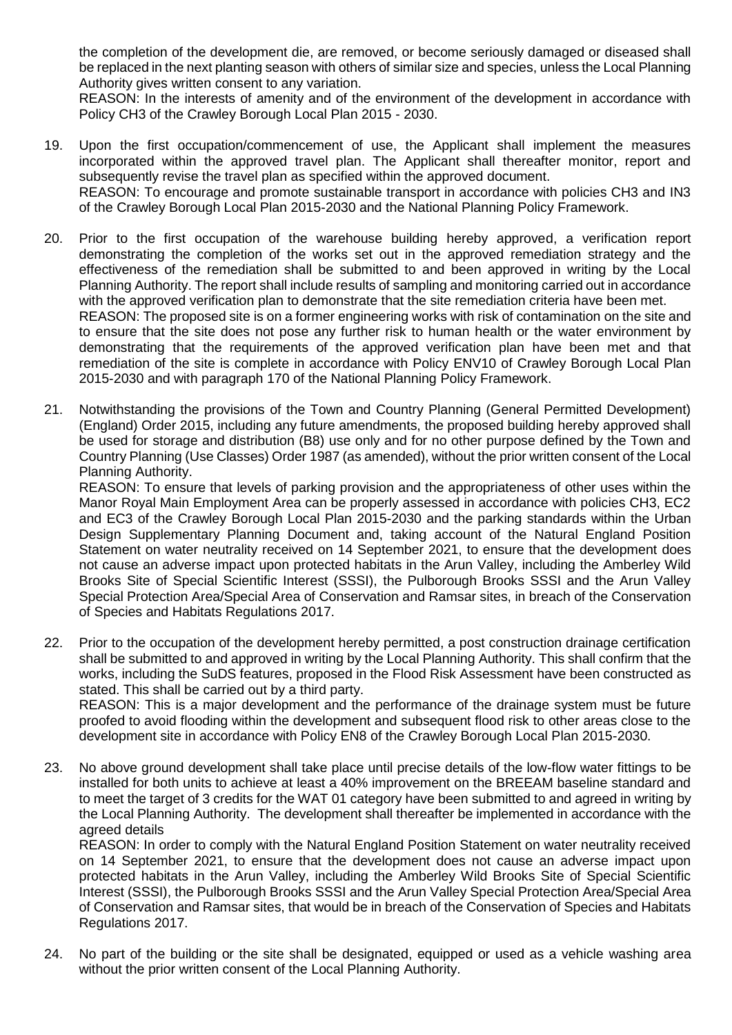the completion of the development die, are removed, or become seriously damaged or diseased shall be replaced in the next planting season with others of similar size and species, unless the Local Planning Authority gives written consent to any variation.
REASON: In the interests of amenity and of the environment of the development in accordance with Policy CH3 of the Crawley Borough Local Plan 2015 - 2030.

19. Upon the first occupation/commencement of use, the Applicant shall implement the measures incorporated within the approved travel plan. The Applicant shall thereafter monitor, report and subsequently revise the travel plan as specified within the approved document.
REASON: To encourage and promote sustainable transport in accordance with policies CH3 and IN3 of the Crawley Borough Local Plan 2015-2030 and the National Planning Policy Framework.

20. Prior to the first occupation of the warehouse building hereby approved, a verification report demonstrating the completion of the works set out in the approved remediation strategy and the effectiveness of the remediation shall be submitted to and been approved in writing by the Local Planning Authority. The report shall include results of sampling and monitoring carried out in accordance with the approved verification plan to demonstrate that the site remediation criteria have been met.
REASON: The proposed site is on a former engineering works with risk of contamination on the site and to ensure that the site does not pose any further risk to human health or the water environment by demonstrating that the requirements of the approved verification plan have been met and that remediation of the site is complete in accordance with Policy ENV10 of Crawley Borough Local Plan 2015-2030 and with paragraph 170 of the National Planning Policy Framework.

21. Notwithstanding the provisions of the Town and Country Planning (General Permitted Development) (England) Order 2015, including any future amendments, the proposed building hereby approved shall be used for storage and distribution (B8) use only and for no other purpose defined by the Town and Country Planning (Use Classes) Order 1987 (as amended), without the prior written consent of the Local Planning Authority.
REASON: To ensure that levels of parking provision and the appropriateness of other uses within the Manor Royal Main Employment Area can be properly assessed in accordance with policies CH3, EC2 and EC3 of the Crawley Borough Local Plan 2015-2030 and the parking standards within the Urban Design Supplementary Planning Document and, taking account of the Natural England Position Statement on water neutrality received on 14 September 2021, to ensure that the development does not cause an adverse impact upon protected habitats in the Arun Valley, including the Amberley Wild Brooks Site of Special Scientific Interest (SSSI), the Pulborough Brooks SSSI and the Arun Valley Special Protection Area/Special Area of Conservation and Ramsar sites, in breach of the Conservation of Species and Habitats Regulations 2017.

22. Prior to the occupation of the development hereby permitted, a post construction drainage certification shall be submitted to and approved in writing by the Local Planning Authority. This shall confirm that the works, including the SuDS features, proposed in the Flood Risk Assessment have been constructed as stated. This shall be carried out by a third party.
REASON: This is a major development and the performance of the drainage system must be future proofed to avoid flooding within the development and subsequent flood risk to other areas close to the development site in accordance with Policy EN8 of the Crawley Borough Local Plan 2015-2030.

23. No above ground development shall take place until precise details of the low-flow water fittings to be installed for both units to achieve at least a 40% improvement on the BREEAM baseline standard and to meet the target of 3 credits for the WAT 01 category have been submitted to and agreed in writing by the Local Planning Authority. The development shall thereafter be implemented in accordance with the agreed details
REASON: In order to comply with the Natural England Position Statement on water neutrality received on 14 September 2021, to ensure that the development does not cause an adverse impact upon protected habitats in the Arun Valley, including the Amberley Wild Brooks Site of Special Scientific Interest (SSSI), the Pulborough Brooks SSSI and the Arun Valley Special Protection Area/Special Area of Conservation and Ramsar sites, that would be in breach of the Conservation of Species and Habitats Regulations 2017.

24. No part of the building or the site shall be designated, equipped or used as a vehicle washing area without the prior written consent of the Local Planning Authority.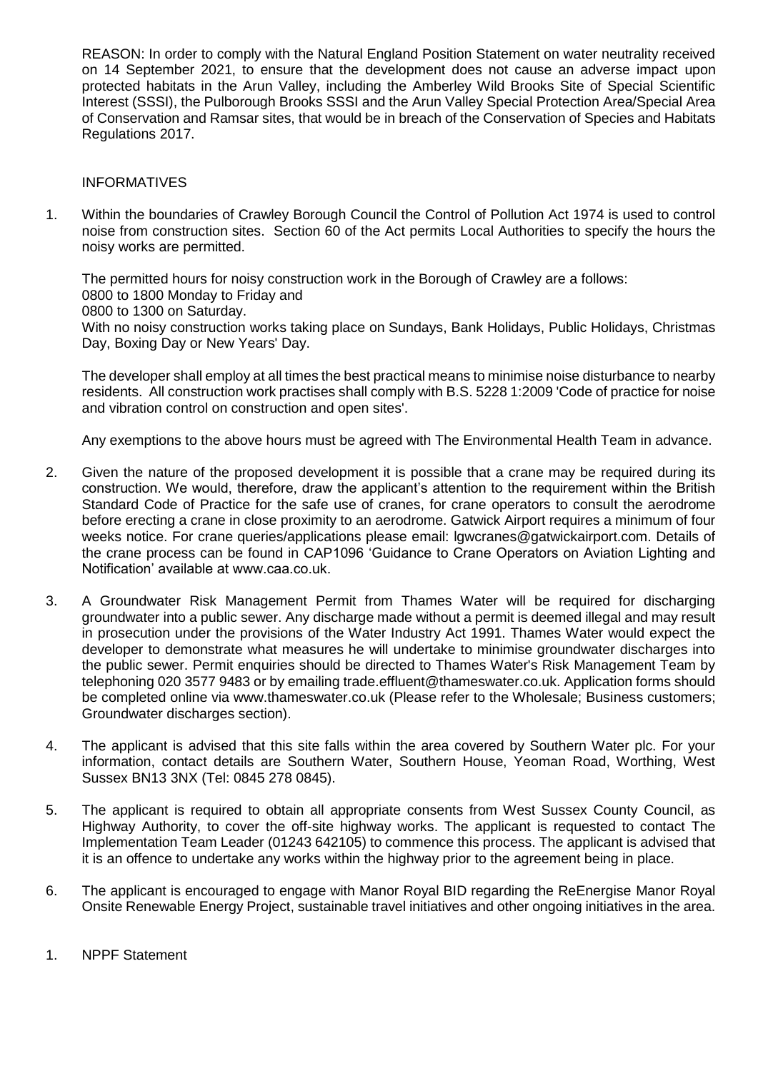REASON: In order to comply with the Natural England Position Statement on water neutrality received on 14 September 2021, to ensure that the development does not cause an adverse impact upon protected habitats in the Arun Valley, including the Amberley Wild Brooks Site of Special Scientific Interest (SSSI), the Pulborough Brooks SSSI and the Arun Valley Special Protection Area/Special Area of Conservation and Ramsar sites, that would be in breach of the Conservation of Species and Habitats Regulations 2017.

INFORMATIVES

1. Within the boundaries of Crawley Borough Council the Control of Pollution Act 1974 is used to control noise from construction sites. Section 60 of the Act permits Local Authorities to specify the hours the noisy works are permitted.

   The permitted hours for noisy construction work in the Borough of Crawley are a follows:
   0800 to 1800 Monday to Friday and
   0800 to 1300 on Saturday.
   With no noisy construction works taking place on Sundays, Bank Holidays, Public Holidays, Christmas Day, Boxing Day or New Years' Day.

   The developer shall employ at all times the best practical means to minimise noise disturbance to nearby residents. All construction work practises shall comply with B.S. 5228 1:2009 'Code of practice for noise and vibration control on construction and open sites'.

   Any exemptions to the above hours must be agreed with The Environmental Health Team in advance.

2. Given the nature of the proposed development it is possible that a crane may be required during its construction. We would, therefore, draw the applicant's attention to the requirement within the British Standard Code of Practice for the safe use of cranes, for crane operators to consult the aerodrome before erecting a crane in close proximity to an aerodrome. Gatwick Airport requires a minimum of four weeks notice. For crane queries/applications please email: lgwcranes@gatwickairport.com. Details of the crane process can be found in CAP1096 'Guidance to Crane Operators on Aviation Lighting and Notification' available at www.caa.co.uk.

3. A Groundwater Risk Management Permit from Thames Water will be required for discharging groundwater into a public sewer. Any discharge made without a permit is deemed illegal and may result in prosecution under the provisions of the Water Industry Act 1991. Thames Water would expect the developer to demonstrate what measures he will undertake to minimise groundwater discharges into the public sewer. Permit enquiries should be directed to Thames Water's Risk Management Team by telephoning 020 3577 9483 or by emailing trade.effluent@thameswater.co.uk. Application forms should be completed online via www.thameswater.co.uk (Please refer to the Wholesale; Business customers; Groundwater discharges section).

4. The applicant is advised that this site falls within the area covered by Southern Water plc. For your information, contact details are Southern Water, Southern House, Yeoman Road, Worthing, West Sussex BN13 3NX (Tel: 0845 278 0845).

5. The applicant is required to obtain all appropriate consents from West Sussex County Council, as Highway Authority, to cover the off-site highway works. The applicant is requested to contact The Implementation Team Leader (01243 642105) to commence this process. The applicant is advised that it is an offence to undertake any works within the highway prior to the agreement being in place.

6. The applicant is encouraged to engage with Manor Royal BID regarding the ReEnergise Manor Royal Onsite Renewable Energy Project, sustainable travel initiatives and other ongoing initiatives in the area.

1. NPPF Statement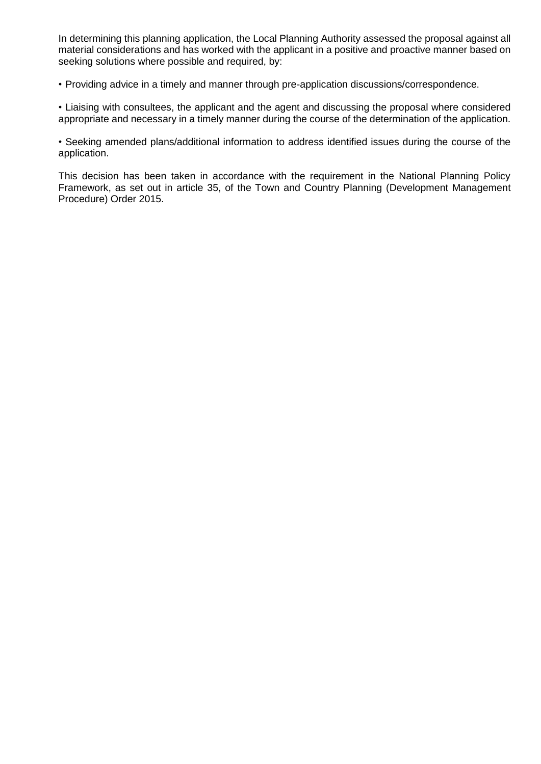In determining this planning application, the Local Planning Authority assessed the proposal against all material considerations and has worked with the applicant in a positive and proactive manner based on seeking solutions where possible and required, by:

- Providing advice in a timely and manner through pre-application discussions/correspondence.

- Liaising with consultees, the applicant and the agent and discussing the proposal where considered appropriate and necessary in a timely manner during the course of the determination of the application.

- Seeking amended plans/additional information to address identified issues during the course of the application.

This decision has been taken in accordance with the requirement in the National Planning Policy Framework, as set out in article 35, of the Town and Country Planning (Development Management Procedure) Order 2015.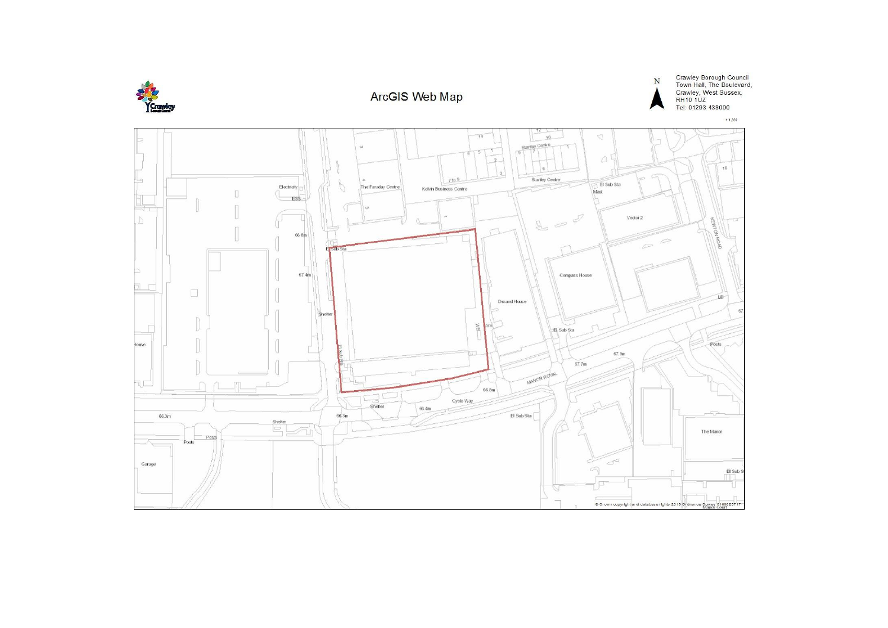# ArcGIS Web Map

Crawley Borough Council
Town Hall, The Boulevard,
Crawley, West Sussex,
RH10 1UZ
Tel: 01293 438000

1:1,250

N

The Faraday Centre
Kelvin Business Centre
Stanley Centre
El Sub Sta
Mast
Vector 2
NEWTON ROAD
Electricity
ESS
66.8m
El Sub Sta
67.4m
Compass House
Durand House
LB
Shelter
ESS
El Sub Sta
House
Posts
67.9m
67.7m
MANOR ROYAL
66.8m
Cycle Way
Shelter
66.4m
66.3m
66.3m
Shelter
El Sub Sta
The Manor
Posts
Posts
Garage
El Sub Sta
Manor Court

© Crown copyright and database rights 2015 Ordnance Survey 100023717